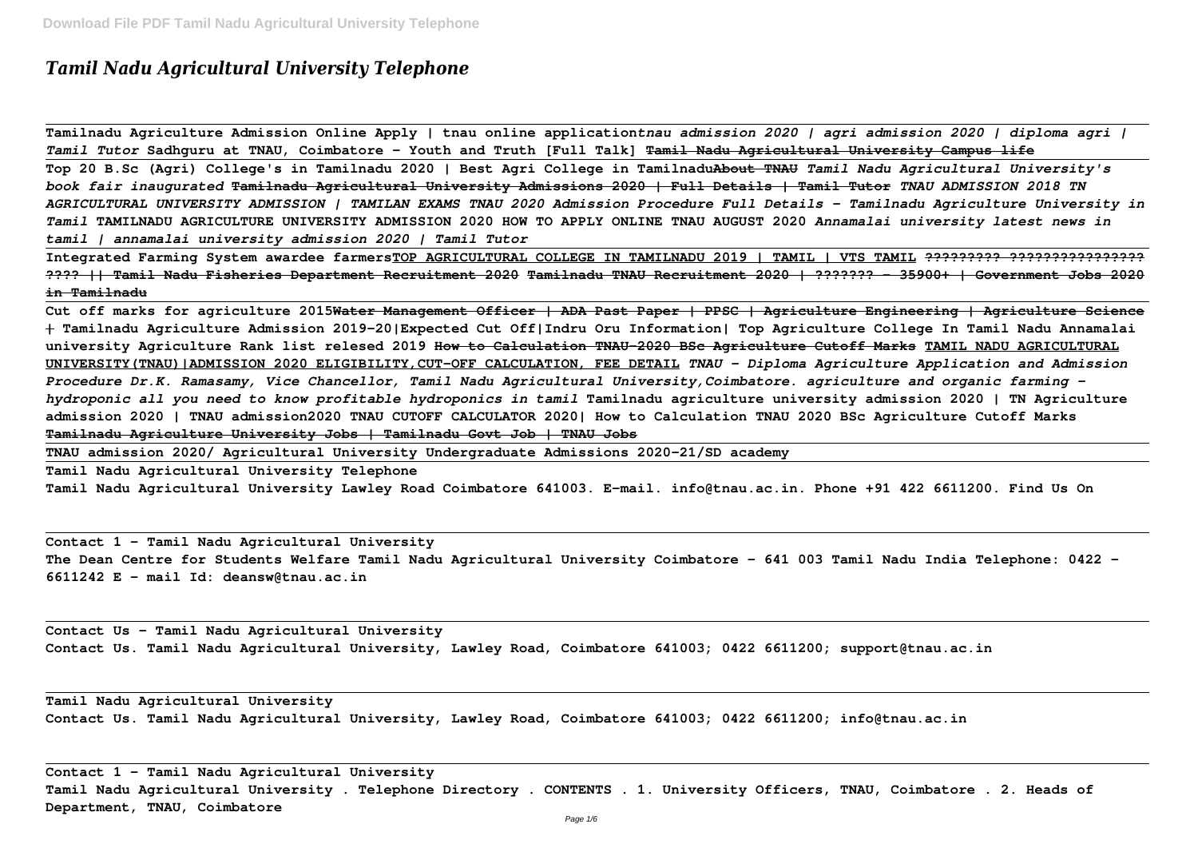# *Tamil Nadu Agricultural University Telephone*

**Tamilnadu Agriculture Admission Online Apply | tnau online application** ***tnau admission 2020 | agri admission 2020 | diploma agri | Tamil Tutor*** **Sadhguru at TNAU, Coimbatore - Youth and Truth [Full Talk]** ~~**Tamil Nadu Agricultural University Campus life**~~

**Top 20 B.Sc (Agri) College's in Tamilnadu 2020 | Best Agri College in Tamilnadu**~~**About TNAU**~~ ***Tamil Nadu Agricultural University's book fair inaugurated*** ~~**Tamilnadu Agricultural University Admissions 2020 | Full Details | Tamil Tutor**~~ ***TNAU ADMISSION 2018 TN AGRICULTURAL UNIVERSITY ADMISSION | TAMILAN EXAMS TNAU 2020 Admission Procedure Full Details - Tamilnadu Agriculture University in Tamil*** **TAMILNADU AGRICULTURE UNIVERSITY ADMISSION 2020 HOW TO APPLY ONLINE TNAU AUGUST 2020** ***Annamalai university latest news in tamil | annamalai university admission 2020 | Tamil Tutor***

**Integrated Farming System awardee farmers**<u>**TOP AGRICULTURAL COLLEGE IN TAMILNADU 2019 | TAMIL | VTS TAMIL**</u> ~~**????????? ???????????????? ???? || Tamil Nadu Fisheries Department Recruitment 2020**~~ ~~**Tamilnadu TNAU Recruitment 2020 | ??????? - 35900+ | Government Jobs 2020 in Tamilnadu**~~

**Cut off marks for agriculture 2015**~~**Water Management Officer | ADA Past Paper | PPSC | Agriculture Engineering | Agriculture Science**~~ **+ Tamilnadu Agriculture Admission 2019-20|Expected Cut Off|Indru Oru Information| Top Agriculture College In Tamil Nadu Annamalai university Agriculture Rank list relesed 2019** ~~**How to Calculation TNAU-2020 BSc Agriculture Cutoff Marks**~~ <u>**TAMIL NADU AGRICULTURAL UNIVERSITY(TNAU)|ADMISSION 2020 ELIGIBILITY,CUT-OFF CALCULATION, FEE DETAIL**</u> ***TNAU - Diploma Agriculture Application and Admission Procedure Dr.K. Ramasamy, Vice Chancellor, Tamil Nadu Agricultural University,Coimbatore. agriculture and organic farming - hydroponic all you need to know profitable hydroponics in tamil*** **Tamilnadu agriculture university admission 2020 | TN Agriculture admission 2020 | TNAU admission2020 TNAU CUTOFF CALCULATOR 2020| How to Calculation TNAU 2020 BSc Agriculture Cutoff Marks** <u>**Tamilnadu Agriculture University Jobs | Tamilnadu Govt Job | TNAU Jobs**</u>

**TNAU admission 2020/ Agricultural University Undergraduate Admissions 2020-21/SD academy**

**Tamil Nadu Agricultural University Telephone**

**Tamil Nadu Agricultural University Lawley Road Coimbatore 641003. E-mail. info@tnau.ac.in. Phone +91 422 6611200. Find Us On**

**Contact 1 - Tamil Nadu Agricultural University**

**The Dean Centre for Students Welfare Tamil Nadu Agricultural University Coimbatore – 641 003 Tamil Nadu India Telephone: 0422 – 6611242 E – mail Id: deansw@tnau.ac.in**

**Contact Us - Tamil Nadu Agricultural University**

**Contact Us. Tamil Nadu Agricultural University, Lawley Road, Coimbatore 641003; 0422 6611200; support@tnau.ac.in**

**Tamil Nadu Agricultural University**

**Contact Us. Tamil Nadu Agricultural University, Lawley Road, Coimbatore 641003; 0422 6611200; info@tnau.ac.in**

**Contact 1 - Tamil Nadu Agricultural University**

**Tamil Nadu Agricultural University . Telephone Directory . CONTENTS . 1. University Officers, TNAU, Coimbatore . 2. Heads of Department, TNAU, Coimbatore**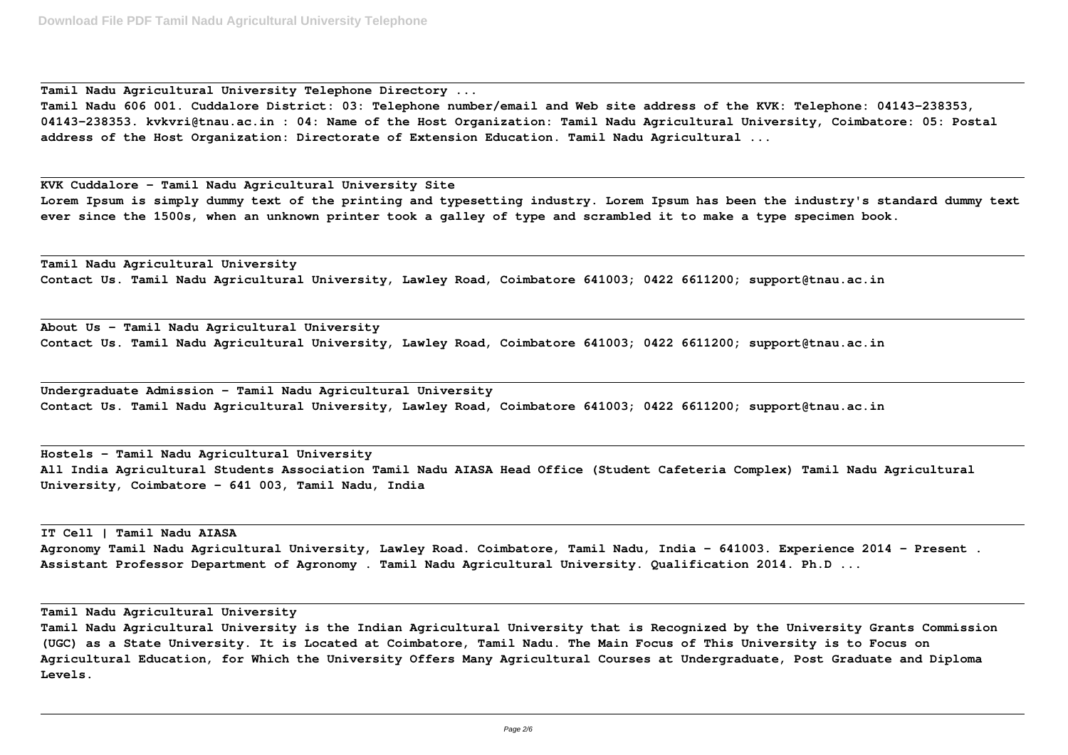**Tamil Nadu Agricultural University Telephone Directory ...**

**Tamil Nadu 606 001. Cuddalore District: 03: Telephone number/email and Web site address of the KVK: Telephone: 04143-238353, 04143-238353. kvkvri@tnau.ac.in : 04: Name of the Host Organization: Tamil Nadu Agricultural University, Coimbatore: 05: Postal address of the Host Organization: Directorate of Extension Education. Tamil Nadu Agricultural ...**

---

**KVK Cuddalore - Tamil Nadu Agricultural University Site**

**Lorem Ipsum is simply dummy text of the printing and typesetting industry. Lorem Ipsum has been the industry's standard dummy text ever since the 1500s, when an unknown printer took a galley of type and scrambled it to make a type specimen book.**

---

**Tamil Nadu Agricultural University**

**Contact Us. Tamil Nadu Agricultural University, Lawley Road, Coimbatore 641003; 0422 6611200; support@tnau.ac.in**

---

**About Us - Tamil Nadu Agricultural University**

**Contact Us. Tamil Nadu Agricultural University, Lawley Road, Coimbatore 641003; 0422 6611200; support@tnau.ac.in**

---

**Undergraduate Admission - Tamil Nadu Agricultural University**

**Contact Us. Tamil Nadu Agricultural University, Lawley Road, Coimbatore 641003; 0422 6611200; support@tnau.ac.in**

---

**Hostels - Tamil Nadu Agricultural University**

**All India Agricultural Students Association Tamil Nadu AIASA Head Office (Student Cafeteria Complex) Tamil Nadu Agricultural University, Coimbatore - 641 003, Tamil Nadu, India**

---

**IT Cell | Tamil Nadu AIASA**

**Agronomy Tamil Nadu Agricultural University, Lawley Road. Coimbatore, Tamil Nadu, India - 641003. Experience 2014 - Present . Assistant Professor Department of Agronomy . Tamil Nadu Agricultural University. Qualification 2014. Ph.D ...**

---

**Tamil Nadu Agricultural University**

**Tamil Nadu Agricultural University is the Indian Agricultural University that is Recognized by the University Grants Commission (UGC) as a State University. It is Located at Coimbatore, Tamil Nadu. The Main Focus of This University is to Focus on Agricultural Education, for Which the University Offers Many Agricultural Courses at Undergraduate, Post Graduate and Diploma Levels.**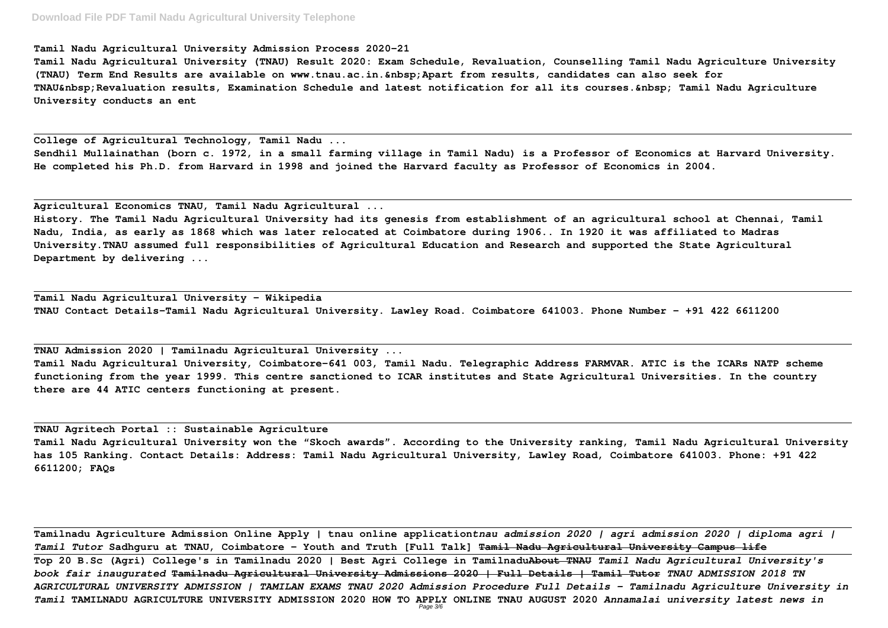**Tamil Nadu Agricultural University Admission Process 2020-21**

**Tamil Nadu Agricultural University (TNAU) Result 2020: Exam Schedule, Revaluation, Counselling Tamil Nadu Agriculture University (TNAU) Term End Results are available on www.tnau.ac.in.&nbsp;Apart from results, candidates can also seek for TNAU&nbsp;Revaluation results, Examination Schedule and latest notification for all its courses.&nbsp; Tamil Nadu Agriculture University conducts an ent**

**College of Agricultural Technology, Tamil Nadu ...**

**Sendhil Mullainathan (born c. 1972, in a small farming village in Tamil Nadu) is a Professor of Economics at Harvard University. He completed his Ph.D. from Harvard in 1998 and joined the Harvard faculty as Professor of Economics in 2004.**

**Agricultural Economics TNAU, Tamil Nadu Agricultural ...**

**History. The Tamil Nadu Agricultural University had its genesis from establishment of an agricultural school at Chennai, Tamil Nadu, India, as early as 1868 which was later relocated at Coimbatore during 1906.. In 1920 it was affiliated to Madras University.TNAU assumed full responsibilities of Agricultural Education and Research and supported the State Agricultural Department by delivering ...**

**Tamil Nadu Agricultural University - Wikipedia**

**TNAU Contact Details-Tamil Nadu Agricultural University. Lawley Road. Coimbatore 641003. Phone Number – +91 422 6611200**

**TNAU Admission 2020 | Tamilnadu Agricultural University ...**

**Tamil Nadu Agricultural University, Coimbatore-641 003, Tamil Nadu. Telegraphic Address FARMVAR. ATIC is the ICARs NATP scheme functioning from the year 1999. This centre sanctioned to ICAR institutes and State Agricultural Universities. In the country there are 44 ATIC centers functioning at present.**

**TNAU Agritech Portal :: Sustainable Agriculture**

**Tamil Nadu Agricultural University won the "Skoch awards". According to the University ranking, Tamil Nadu Agricultural University has 105 Ranking. Contact Details: Address: Tamil Nadu Agricultural University, Lawley Road, Coimbatore 641003. Phone: +91 422 6611200; FAQs**

**Tamilnadu Agriculture Admission Online Apply | tnau online application***tnau admission 2020 | agri admission 2020 | diploma agri | Tamil Tutor* **Sadhguru at TNAU, Coimbatore - Youth and Truth [Full Talk]** ~~**Tamil Nadu Agricultural University Campus life**~~

**Top 20 B.Sc (Agri) College's in Tamilnadu 2020 | Best Agri College in Tamilnadu**~~**About TNAU**~~ ***Tamil Nadu Agricultural University's book fair inaugurated*** ~~**Tamilnadu Agricultural University Admissions 2020 | Full Details | Tamil Tutor**~~ ***TNAU ADMISSION 2018 TN AGRICULTURAL UNIVERSITY ADMISSION | TAMILAN EXAMS TNAU 2020 Admission Procedure Full Details - Tamilnadu Agriculture University in Tamil*** **TAMILNADU AGRICULTURE UNIVERSITY ADMISSION 2020 HOW TO APPLY ONLINE TNAU AUGUST 2020** ***Annamalai university latest news in***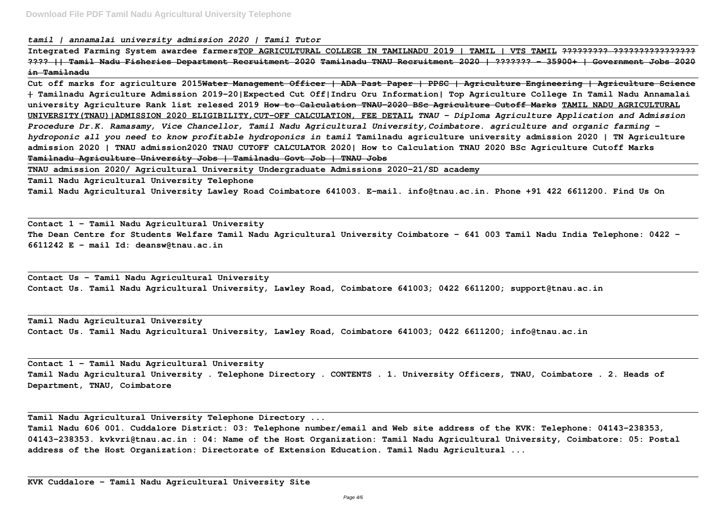*tamil | annamalai university admission 2020 | Tamil Tutor*

**Integrated Farming System awardee farmersTOP AGRICULTURAL COLLEGE IN TAMILNADU 2019 | TAMIL | VTS TAMIL ????????? ???????????????? ???? || Tamil Nadu Fisheries Department Recruitment 2020 Tamilnadu TNAU Recruitment 2020 | ??????? - 35900+ | Government Jobs 2020 in Tamilnadu**

**Cut off marks for agriculture 2015Water Management Officer | ADA Past Paper | PPSC | Agriculture Engineering | Agriculture Science | Tamilnadu Agriculture Admission 2019-20|Expected Cut Off|Indru Oru Information| Top Agriculture College In Tamil Nadu Annamalai university Agriculture Rank list relesed 2019 How to Calculation TNAU-2020 BSc Agriculture Cutoff Marks TAMIL NADU AGRICULTURAL UNIVERSITY(TNAU)|ADMISSION 2020 ELIGIBILITY,CUT-OFF CALCULATION, FEE DETAIL** ***TNAU - Diploma Agriculture Application and Admission Procedure Dr.K. Ramasamy, Vice Chancellor, Tamil Nadu Agricultural University,Coimbatore. agriculture and organic farming - hydroponic all you need to know profitable hydroponics in tamil*** **Tamilnadu agriculture university admission 2020 | TN Agriculture admission 2020 | TNAU admission2020 TNAU CUTOFF CALCULATOR 2020| How to Calculation TNAU 2020 BSc Agriculture Cutoff Marks Tamilnadu Agriculture University Jobs | Tamilnadu Govt Job | TNAU Jobs**

**TNAU admission 2020/ Agricultural University Undergraduate Admissions 2020-21/SD academy**

**Tamil Nadu Agricultural University Telephone**

**Tamil Nadu Agricultural University Lawley Road Coimbatore 641003. E-mail. info@tnau.ac.in. Phone +91 422 6611200. Find Us On**

**Contact 1 - Tamil Nadu Agricultural University**

**The Dean Centre for Students Welfare Tamil Nadu Agricultural University Coimbatore – 641 003 Tamil Nadu India Telephone: 0422 – 6611242 E – mail Id: deansw@tnau.ac.in**

**Contact Us - Tamil Nadu Agricultural University**

**Contact Us. Tamil Nadu Agricultural University, Lawley Road, Coimbatore 641003; 0422 6611200; support@tnau.ac.in**

**Tamil Nadu Agricultural University**

**Contact Us. Tamil Nadu Agricultural University, Lawley Road, Coimbatore 641003; 0422 6611200; info@tnau.ac.in**

**Contact 1 - Tamil Nadu Agricultural University**

**Tamil Nadu Agricultural University . Telephone Directory . CONTENTS . 1. University Officers, TNAU, Coimbatore . 2. Heads of Department, TNAU, Coimbatore**

**Tamil Nadu Agricultural University Telephone Directory ...**

**Tamil Nadu 606 001. Cuddalore District: 03: Telephone number/email and Web site address of the KVK: Telephone: 04143-238353, 04143-238353. kvkvri@tnau.ac.in : 04: Name of the Host Organization: Tamil Nadu Agricultural University, Coimbatore: 05: Postal address of the Host Organization: Directorate of Extension Education. Tamil Nadu Agricultural ...**

**KVK Cuddalore - Tamil Nadu Agricultural University Site**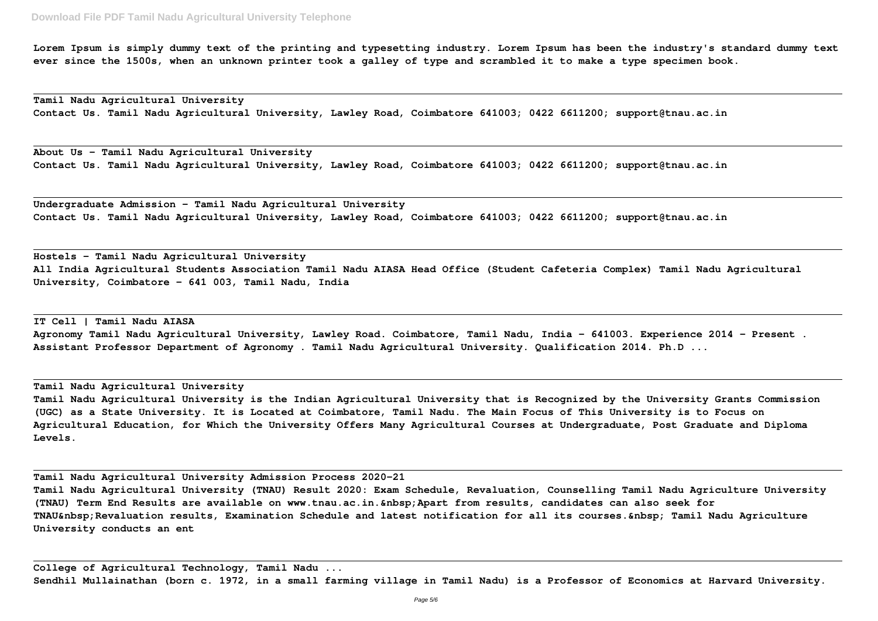Lorem Ipsum is simply dummy text of the printing and typesetting industry. Lorem Ipsum has been the industry's standard dummy text ever since the 1500s, when an unknown printer took a galley of type and scrambled it to make a type specimen book.

**Tamil Nadu Agricultural University**
Contact Us. Tamil Nadu Agricultural University, Lawley Road, Coimbatore 641003; 0422 6611200; support@tnau.ac.in

**About Us - Tamil Nadu Agricultural University**
Contact Us. Tamil Nadu Agricultural University, Lawley Road, Coimbatore 641003; 0422 6611200; support@tnau.ac.in

**Undergraduate Admission - Tamil Nadu Agricultural University**
Contact Us. Tamil Nadu Agricultural University, Lawley Road, Coimbatore 641003; 0422 6611200; support@tnau.ac.in

**Hostels - Tamil Nadu Agricultural University**
All India Agricultural Students Association Tamil Nadu AIASA Head Office (Student Cafeteria Complex) Tamil Nadu Agricultural University, Coimbatore - 641 003, Tamil Nadu, India

**IT Cell | Tamil Nadu AIASA**
Agronomy Tamil Nadu Agricultural University, Lawley Road. Coimbatore, Tamil Nadu, India - 641003. Experience 2014 - Present . Assistant Professor Department of Agronomy . Tamil Nadu Agricultural University. Qualification 2014. Ph.D ...

**Tamil Nadu Agricultural University**
Tamil Nadu Agricultural University is the Indian Agricultural University that is Recognized by the University Grants Commission (UGC) as a State University. It is Located at Coimbatore, Tamil Nadu. The Main Focus of This University is to Focus on Agricultural Education, for Which the University Offers Many Agricultural Courses at Undergraduate, Post Graduate and Diploma Levels.

**Tamil Nadu Agricultural University Admission Process 2020-21**
Tamil Nadu Agricultural University (TNAU) Result 2020: Exam Schedule, Revaluation, Counselling Tamil Nadu Agriculture University (TNAU) Term End Results are available on www.tnau.ac.in.&nbsp;Apart from results, candidates can also seek for TNAU&nbsp;Revaluation results, Examination Schedule and latest notification for all its courses.&nbsp; Tamil Nadu Agriculture University conducts an ent

**College of Agricultural Technology, Tamil Nadu ...**
Sendhil Mullainathan (born c. 1972, in a small farming village in Tamil Nadu) is a Professor of Economics at Harvard University.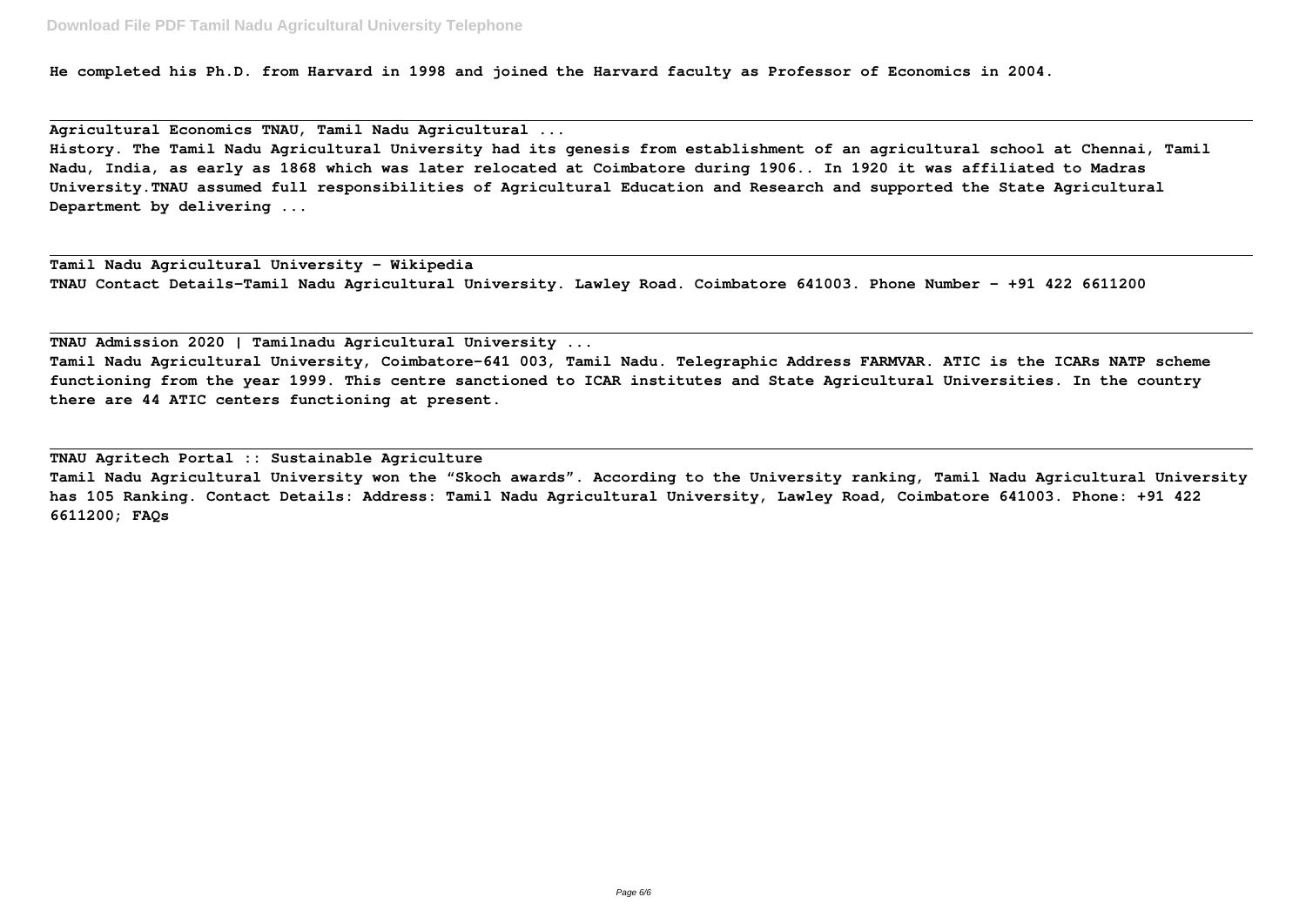He completed his Ph.D. from Harvard in 1998 and joined the Harvard faculty as Professor of Economics in 2004.

**Agricultural Economics TNAU, Tamil Nadu Agricultural ...**

History. The Tamil Nadu Agricultural University had its genesis from establishment of an agricultural school at Chennai, Tamil Nadu, India, as early as 1868 which was later relocated at Coimbatore during 1906.. In 1920 it was affiliated to Madras University.TNAU assumed full responsibilities of Agricultural Education and Research and supported the State Agricultural Department by delivering ...

**Tamil Nadu Agricultural University - Wikipedia**

TNAU Contact Details–Tamil Nadu Agricultural University. Lawley Road. Coimbatore 641003. Phone Number – +91 422 6611200

**TNAU Admission 2020 | Tamilnadu Agricultural University ...**

Tamil Nadu Agricultural University, Coimbatore-641 003, Tamil Nadu. Telegraphic Address FARMVAR. ATIC is the ICARs NATP scheme functioning from the year 1999. This centre sanctioned to ICAR institutes and State Agricultural Universities. In the country there are 44 ATIC centers functioning at present.

**TNAU Agritech Portal :: Sustainable Agriculture**

Tamil Nadu Agricultural University won the "Skoch awards". According to the University ranking, Tamil Nadu Agricultural University has 105 Ranking. Contact Details: Address: Tamil Nadu Agricultural University, Lawley Road, Coimbatore 641003. Phone: +91 422 6611200; FAQs